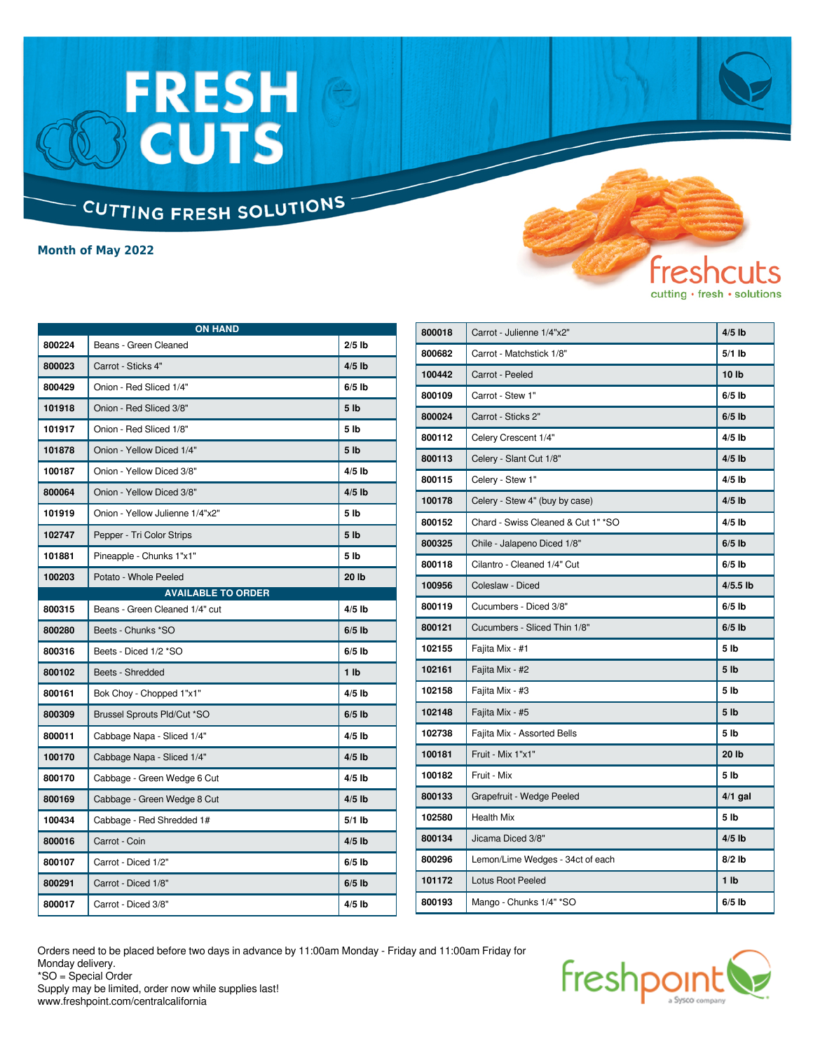# FRESH CUTS

CUTTING FRESH SOLUTIONS

freshcuts
cutting • fresh • solutions

**Month of May 2022**

| ON HAND | | |
|---|---|---|
| 800224 | Beans - Green Cleaned | 2/5 lb |
| 800023 | Carrot - Sticks 4" | 4/5 lb |
| 800429 | Onion - Red Sliced 1/4" | 6/5 lb |
| 101918 | Onion - Red Sliced 3/8" | 5 lb |
| 101917 | Onion - Red Sliced 1/8" | 5 lb |
| 101878 | Onion - Yellow Diced 1/4" | 5 lb |
| 100187 | Onion - Yellow Diced 3/8" | 4/5 lb |
| 800064 | Onion - Yellow Diced 3/8" | 4/5 lb |
| 101919 | Onion - Yellow Julienne 1/4"x2" | 5 lb |
| 102747 | Pepper - Tri Color Strips | 5 lb |
| 101881 | Pineapple - Chunks 1"x1" | 5 lb |
| 100203 | Potato - Whole Peeled | 20 lb |
| **AVAILABLE TO ORDER** | | |
| 800315 | Beans - Green Cleaned 1/4" cut | 4/5 lb |
| 800280 | Beets - Chunks *SO | 6/5 lb |
| 800316 | Beets - Diced 1/2 *SO | 6/5 lb |
| 800102 | Beets - Shredded | 1 lb |
| 800161 | Bok Choy - Chopped 1"x1" | 4/5 lb |
| 800309 | Brussel Sprouts Pld/Cut *SO | 6/5 lb |
| 800011 | Cabbage Napa - Sliced 1/4" | 4/5 lb |
| 100170 | Cabbage Napa - Sliced 1/4" | 4/5 lb |
| 800170 | Cabbage - Green Wedge 6 Cut | 4/5 lb |
| 800169 | Cabbage - Green Wedge 8 Cut | 4/5 lb |
| 100434 | Cabbage - Red Shredded 1# | 5/1 lb |
| 800016 | Carrot - Coin | 4/5 lb |
| 800107 | Carrot - Diced 1/2" | 6/5 lb |
| 800291 | Carrot - Diced 1/8" | 6/5 lb |
| 800017 | Carrot - Diced 3/8" | 4/5 lb |
| 800018 | Carrot - Julienne 1/4"x2" | 4/5 lb |
| 800682 | Carrot - Matchstick 1/8" | 5/1 lb |
| 100442 | Carrot - Peeled | 10 lb |
| 800109 | Carrot - Stew 1" | 6/5 lb |
| 800024 | Carrot - Sticks 2" | 6/5 lb |
| 800112 | Celery Crescent 1/4" | 4/5 lb |
| 800113 | Celery - Slant Cut 1/8" | 4/5 lb |
| 800115 | Celery - Stew 1" | 4/5 lb |
| 100178 | Celery - Stew 4" (buy by case) | 4/5 lb |
| 800152 | Chard - Swiss Cleaned & Cut 1" *SO | 4/5 lb |
| 800325 | Chile - Jalapeno Diced 1/8" | 6/5 lb |
| 800118 | Cilantro - Cleaned 1/4" Cut | 6/5 lb |
| 100956 | Coleslaw - Diced | 4/5.5 lb |
| 800119 | Cucumbers - Diced 3/8" | 6/5 lb |
| 800121 | Cucumbers - Sliced Thin 1/8" | 6/5 lb |
| 102155 | Fajita Mix - #1 | 5 lb |
| 102161 | Fajita Mix - #2 | 5 lb |
| 102158 | Fajita Mix - #3 | 5 lb |
| 102148 | Fajita Mix - #5 | 5 lb |
| 102738 | Fajita Mix - Assorted Bells | 5 lb |
| 100181 | Fruit - Mix 1"x1" | 20 lb |
| 100182 | Fruit - Mix | 5 lb |
| 800133 | Grapefruit - Wedge Peeled | 4/1 gal |
| 102580 | Health Mix | 5 lb |
| 800134 | Jicama Diced 3/8" | 4/5 lb |
| 800296 | Lemon/Lime Wedges - 34ct of each | 8/2 lb |
| 101172 | Lotus Root Peeled | 1 lb |
| 800193 | Mango - Chunks 1/4" *SO | 6/5 lb |

Orders need to be placed before two days in advance by 11:00am Monday - Friday and 11:00am Friday for Monday delivery.
*SO = Special Order
Supply may be limited, order now while supplies last!
www.freshpoint.com/centralcalifornia

freshpoint a Sysco company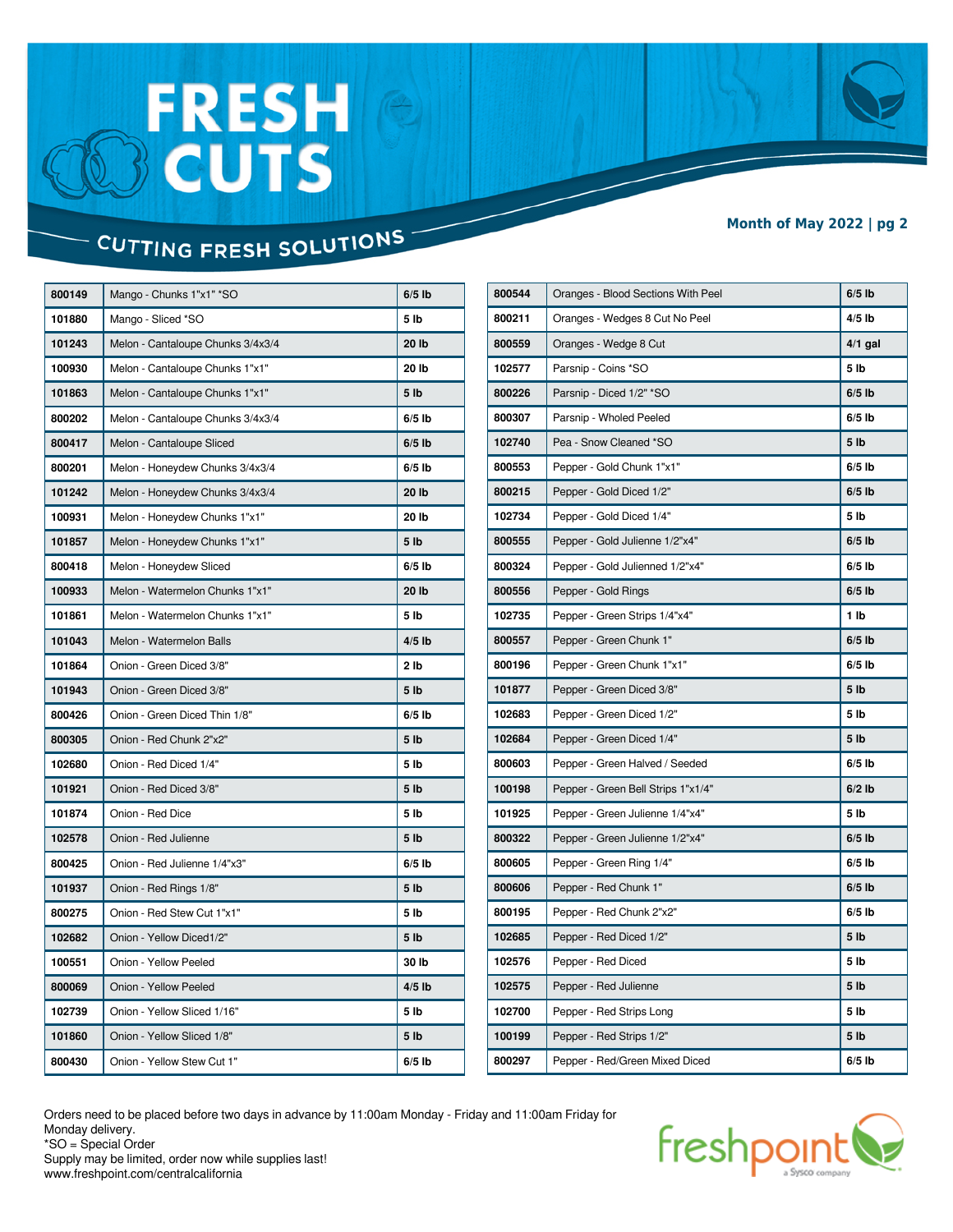# FRESH CUTS

CUTTING FRESH SOLUTIONS

**Month of May 2022 | pg 2**

| Item # | Description | Pack |
|---|---|---|
| 800149 | Mango - Chunks 1"x1" *SO | 6/5 lb |
| 101880 | Mango - Sliced *SO | 5 lb |
| 101243 | Melon - Cantaloupe Chunks 3/4x3/4 | 20 lb |
| 100930 | Melon - Cantaloupe Chunks 1"x1" | 20 lb |
| 101863 | Melon - Cantaloupe Chunks 1"x1" | 5 lb |
| 800202 | Melon - Cantaloupe Chunks 3/4x3/4 | 6/5 lb |
| 800417 | Melon - Cantaloupe Sliced | 6/5 lb |
| 800201 | Melon - Honeydew Chunks 3/4x3/4 | 6/5 lb |
| 101242 | Melon - Honeydew Chunks 3/4x3/4 | 20 lb |
| 100931 | Melon - Honeydew Chunks 1"x1" | 20 lb |
| 101857 | Melon - Honeydew Chunks 1"x1" | 5 lb |
| 800418 | Melon - Honeydew Sliced | 6/5 lb |
| 100933 | Melon - Watermelon Chunks 1"x1" | 20 lb |
| 101861 | Melon - Watermelon Chunks 1"x1" | 5 lb |
| 101043 | Melon - Watermelon Balls | 4/5 lb |
| 101864 | Onion - Green Diced 3/8" | 2 lb |
| 101943 | Onion - Green Diced 3/8" | 5 lb |
| 800426 | Onion - Green Diced Thin 1/8" | 6/5 lb |
| 800305 | Onion - Red Chunk 2"x2" | 5 lb |
| 102680 | Onion - Red Diced 1/4" | 5 lb |
| 101921 | Onion - Red Diced 3/8" | 5 lb |
| 101874 | Onion - Red Dice | 5 lb |
| 102578 | Onion - Red Julienne | 5 lb |
| 800425 | Onion - Red Julienne 1/4"x3" | 6/5 lb |
| 101937 | Onion - Red Rings 1/8" | 5 lb |
| 800275 | Onion - Red Stew Cut 1"x1" | 5 lb |
| 102682 | Onion - Yellow Diced1/2" | 5 lb |
| 100551 | Onion - Yellow Peeled | 30 lb |
| 800069 | Onion - Yellow Peeled | 4/5 lb |
| 102739 | Onion - Yellow Sliced 1/16" | 5 lb |
| 101860 | Onion - Yellow Sliced 1/8" | 5 lb |
| 800430 | Onion - Yellow Stew Cut 1" | 6/5 lb |
| 800544 | Oranges - Blood Sections With Peel | 6/5 lb |
| 800211 | Oranges - Wedges 8 Cut No Peel | 4/5 lb |
| 800559 | Oranges - Wedge 8 Cut | 4/1 gal |
| 102577 | Parsnip - Coins *SO | 5 lb |
| 800226 | Parsnip - Diced 1/2" *SO | 6/5 lb |
| 800307 | Parsnip - Wholed Peeled | 6/5 lb |
| 102740 | Pea - Snow Cleaned *SO | 5 lb |
| 800553 | Pepper - Gold Chunk 1"x1" | 6/5 lb |
| 800215 | Pepper - Gold Diced 1/2" | 6/5 lb |
| 102734 | Pepper - Gold Diced 1/4" | 5 lb |
| 800555 | Pepper - Gold Julienne 1/2"x4" | 6/5 lb |
| 800324 | Pepper - Gold Julienned 1/2"x4" | 6/5 lb |
| 800556 | Pepper - Gold Rings | 6/5 lb |
| 102735 | Pepper - Green Strips 1/4"x4" | 1 lb |
| 800557 | Pepper - Green Chunk 1" | 6/5 lb |
| 800196 | Pepper - Green Chunk 1"x1" | 6/5 lb |
| 101877 | Pepper - Green Diced 3/8" | 5 lb |
| 102683 | Pepper - Green Diced 1/2" | 5 lb |
| 102684 | Pepper - Green Diced 1/4" | 5 lb |
| 800603 | Pepper - Green Halved / Seeded | 6/5 lb |
| 100198 | Pepper - Green Bell Strips 1"x1/4" | 6/2 lb |
| 101925 | Pepper - Green Julienne 1/4"x4" | 5 lb |
| 800322 | Pepper - Green Julienne 1/2"x4" | 6/5 lb |
| 800605 | Pepper - Green Ring 1/4" | 6/5 lb |
| 800606 | Pepper - Red Chunk 1" | 6/5 lb |
| 800195 | Pepper - Red Chunk 2"x2" | 6/5 lb |
| 102685 | Pepper - Red Diced 1/2" | 5 lb |
| 102576 | Pepper - Red Diced | 5 lb |
| 102575 | Pepper - Red Julienne | 5 lb |
| 102700 | Pepper - Red Strips Long | 5 lb |
| 100199 | Pepper - Red Strips 1/2" | 5 lb |
| 800297 | Pepper - Red/Green Mixed Diced | 6/5 lb |

Orders need to be placed before two days in advance by 11:00am Monday - Friday and 11:00am Friday for Monday delivery.
*SO = Special Order
Supply may be limited, order now while supplies last!
www.freshpoint.com/centralcalifornia

freshpoint a Sysco company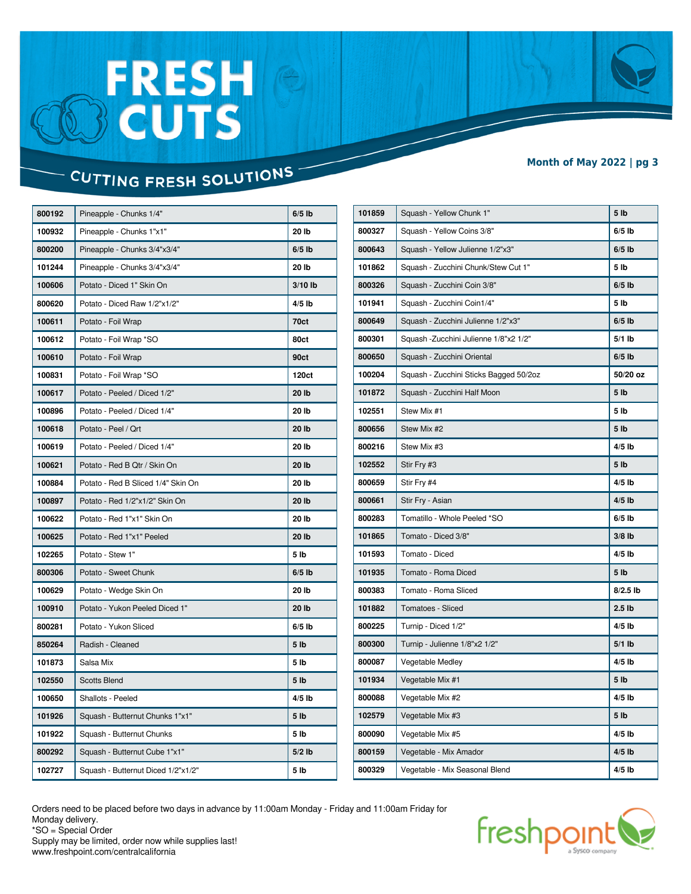# FRESH CUTS

CUTTING FRESH SOLUTIONS

**Month of May 2022 | pg 3**

| | | |
|---|---|---|
| 800192 | Pineapple - Chunks 1/4" | 6/5 lb |
| 100932 | Pineapple - Chunks 1"x1" | 20 lb |
| 800200 | Pineapple - Chunks 3/4"x3/4" | 6/5 lb |
| 101244 | Pineapple - Chunks 3/4"x3/4" | 20 lb |
| 100606 | Potato - Diced 1" Skin On | 3/10 lb |
| 800620 | Potato - Diced Raw 1/2"x1/2" | 4/5 lb |
| 100611 | Potato - Foil Wrap | 70ct |
| 100612 | Potato - Foil Wrap *SO | 80ct |
| 100610 | Potato - Foil Wrap | 90ct |
| 100831 | Potato - Foil Wrap *SO | 120ct |
| 100617 | Potato - Peeled / Diced 1/2" | 20 lb |
| 100896 | Potato - Peeled / Diced 1/4" | 20 lb |
| 100618 | Potato - Peel / Qrt | 20 lb |
| 100619 | Potato - Peeled / Diced 1/4" | 20 lb |
| 100621 | Potato - Red B Qtr / Skin On | 20 lb |
| 100884 | Potato - Red B Sliced 1/4" Skin On | 20 lb |
| 100897 | Potato - Red 1/2"x1/2" Skin On | 20 lb |
| 100622 | Potato - Red 1"x1" Skin On | 20 lb |
| 100625 | Potato - Red 1"x1" Peeled | 20 lb |
| 102265 | Potato - Stew 1" | 5 lb |
| 800306 | Potato - Sweet Chunk | 6/5 lb |
| 100629 | Potato - Wedge Skin On | 20 lb |
| 100910 | Potato - Yukon Peeled Diced 1" | 20 lb |
| 800281 | Potato - Yukon Sliced | 6/5 lb |
| 850264 | Radish - Cleaned | 5 lb |
| 101873 | Salsa Mix | 5 lb |
| 102550 | Scotts Blend | 5 lb |
| 100650 | Shallots - Peeled | 4/5 lb |
| 101926 | Squash - Butternut Chunks 1"x1" | 5 lb |
| 101922 | Squash - Butternut Chunks | 5 lb |
| 800292 | Squash - Butternut Cube 1"x1" | 5/2 lb |
| 102727 | Squash - Butternut Diced 1/2"x1/2" | 5 lb |
| 101859 | Squash - Yellow Chunk 1" | 5 lb |
| 800327 | Squash - Yellow Coins 3/8" | 6/5 lb |
| 800643 | Squash - Yellow Julienne 1/2"x3" | 6/5 lb |
| 101862 | Squash - Zucchini Chunk/Stew Cut 1" | 5 lb |
| 800326 | Squash - Zucchini Coin 3/8" | 6/5 lb |
| 101941 | Squash - Zucchini Coin1/4" | 5 lb |
| 800649 | Squash - Zucchini Julienne 1/2"x3" | 6/5 lb |
| 800301 | Squash -Zucchini Julienne 1/8"x2 1/2" | 5/1 lb |
| 800650 | Squash - Zucchini Oriental | 6/5 lb |
| 100204 | Squash - Zucchini Sticks Bagged 50/2oz | 50/20 oz |
| 101872 | Squash - Zucchini Half Moon | 5 lb |
| 102551 | Stew Mix #1 | 5 lb |
| 800656 | Stew Mix #2 | 5 lb |
| 800216 | Stew Mix #3 | 4/5 lb |
| 102552 | Stir Fry #3 | 5 lb |
| 800659 | Stir Fry #4 | 4/5 lb |
| 800661 | Stir Fry - Asian | 4/5 lb |
| 800283 | Tomatillo - Whole Peeled *SO | 6/5 lb |
| 101865 | Tomato - Diced 3/8" | 3/8 lb |
| 101593 | Tomato - Diced | 4/5 lb |
| 101935 | Tomato - Roma Diced | 5 lb |
| 800383 | Tomato - Roma Sliced | 8/2.5 lb |
| 101882 | Tomatoes - Sliced | 2.5 lb |
| 800225 | Turnip - Diced 1/2" | 4/5 lb |
| 800300 | Turnip - Julienne 1/8"x2 1/2" | 5/1 lb |
| 800087 | Vegetable Medley | 4/5 lb |
| 101934 | Vegetable Mix #1 | 5 lb |
| 800088 | Vegetable Mix #2 | 4/5 lb |
| 102579 | Vegetable Mix #3 | 5 lb |
| 800090 | Vegetable Mix #5 | 4/5 lb |
| 800159 | Vegetable - Mix Amador | 4/5 lb |
| 800329 | Vegetable - Mix Seasonal Blend | 4/5 lb |

Orders need to be placed before two days in advance by 11:00am Monday - Friday and 11:00am Friday for Monday delivery.
*SO = Special Order
Supply may be limited, order now while supplies last!
www.freshpoint.com/centralcalifornia

freshpoint a Sysco company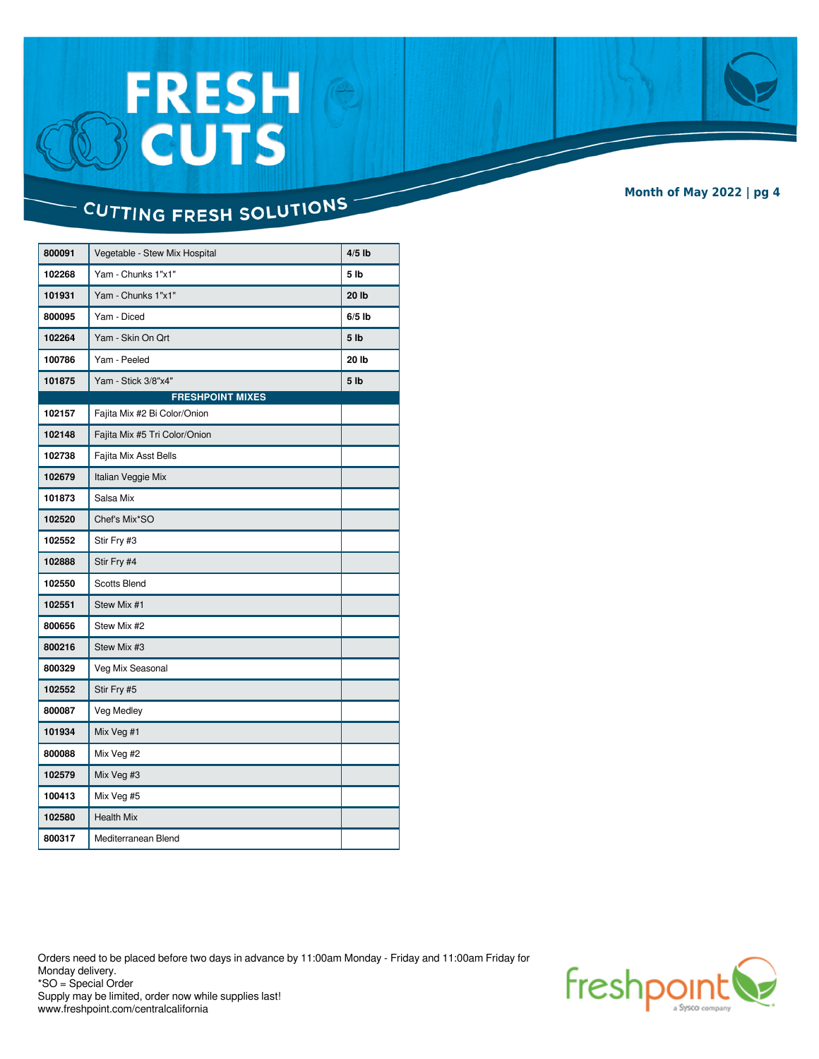# FRESH CUTS

## CUTTING FRESH SOLUTIONS

**Month of May 2022 | pg 4**

| | | |
|---|---|---|
| **800091** | Vegetable - Stew Mix Hospital | **4/5 lb** |
| **102268** | Yam - Chunks 1"x1" | **5 lb** |
| **101931** | Yam - Chunks 1"x1" | **20 lb** |
| **800095** | Yam - Diced | **6/5 lb** |
| **102264** | Yam - Skin On Qrt | **5 lb** |
| **100786** | Yam - Peeled | **20 lb** |
| **101875** | Yam - Stick 3/8"x4" | **5 lb** |
| | **FRESHPOINT MIXES** | |
| **102157** | Fajita Mix #2 Bi Color/Onion | |
| **102148** | Fajita Mix #5 Tri Color/Onion | |
| **102738** | Fajita Mix Asst Bells | |
| **102679** | Italian Veggie Mix | |
| **101873** | Salsa Mix | |
| **102520** | Chef's Mix*SO | |
| **102552** | Stir Fry #3 | |
| **102888** | Stir Fry #4 | |
| **102550** | Scotts Blend | |
| **102551** | Stew Mix #1 | |
| **800656** | Stew Mix #2 | |
| **800216** | Stew Mix #3 | |
| **800329** | Veg Mix Seasonal | |
| **102552** | Stir Fry #5 | |
| **800087** | Veg Medley | |
| **101934** | Mix Veg #1 | |
| **800088** | Mix Veg #2 | |
| **102579** | Mix Veg #3 | |
| **100413** | Mix Veg #5 | |
| **102580** | Health Mix | |
| **800317** | Mediterranean Blend | |

Orders need to be placed before two days in advance by 11:00am Monday - Friday and 11:00am Friday for Monday delivery.
*SO = Special Order
Supply may be limited, order now while supplies last!
www.freshpoint.com/centralcalifornia

freshpoint a Sysco company